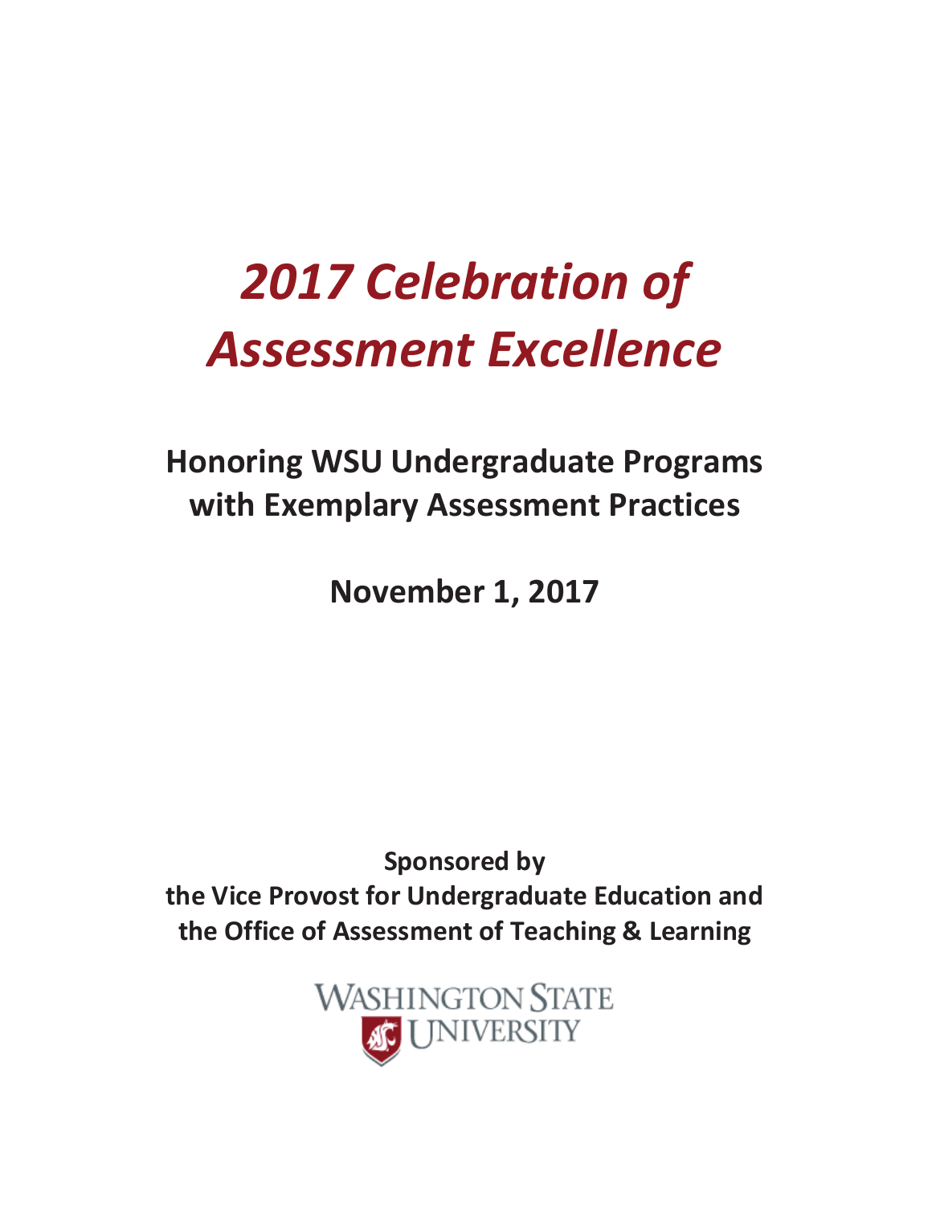# *2017 Celebration of Assessment Excellence*

## Honoring WSU Undergraduate Programs with Exemplary Assessment Practices

## November 1, 2017

**Sponsored by**
**the Vice Provost for Undergraduate Education and**
**the Office of Assessment of Teaching & Learning**

WASHINGTON STATE UNIVERSITY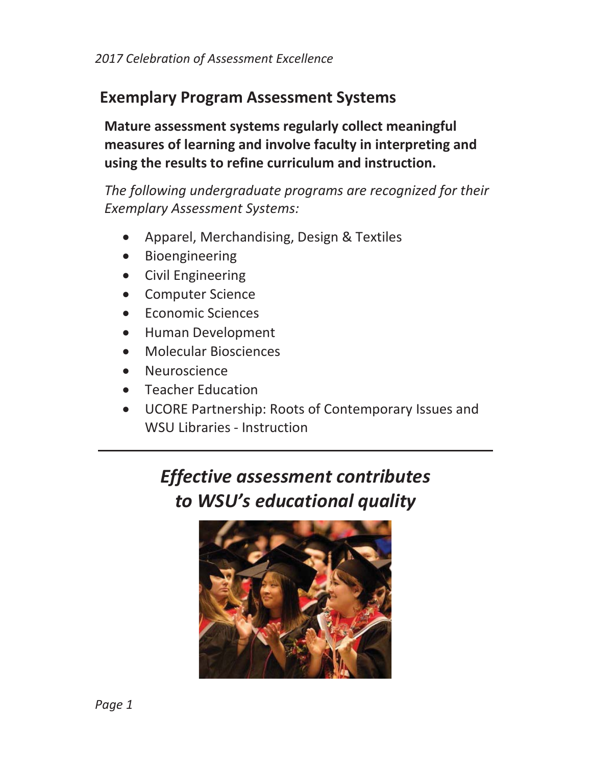## Exemplary Program Assessment Systems

**Mature assessment systems regularly collect meaningful measures of learning and involve faculty in interpreting and using the results to refine curriculum and instruction.**

*The following undergraduate programs are recognized for their Exemplary Assessment Systems:*

- Apparel, Merchandising, Design & Textiles
- Bioengineering
- Civil Engineering
- Computer Science
- Economic Sciences
- Human Development
- Molecular Biosciences
- Neuroscience
- Teacher Education
- UCORE Partnership: Roots of Contemporary Issues and WSU Libraries - Instruction

---

***Effective assessment contributes to WSU's educational quality***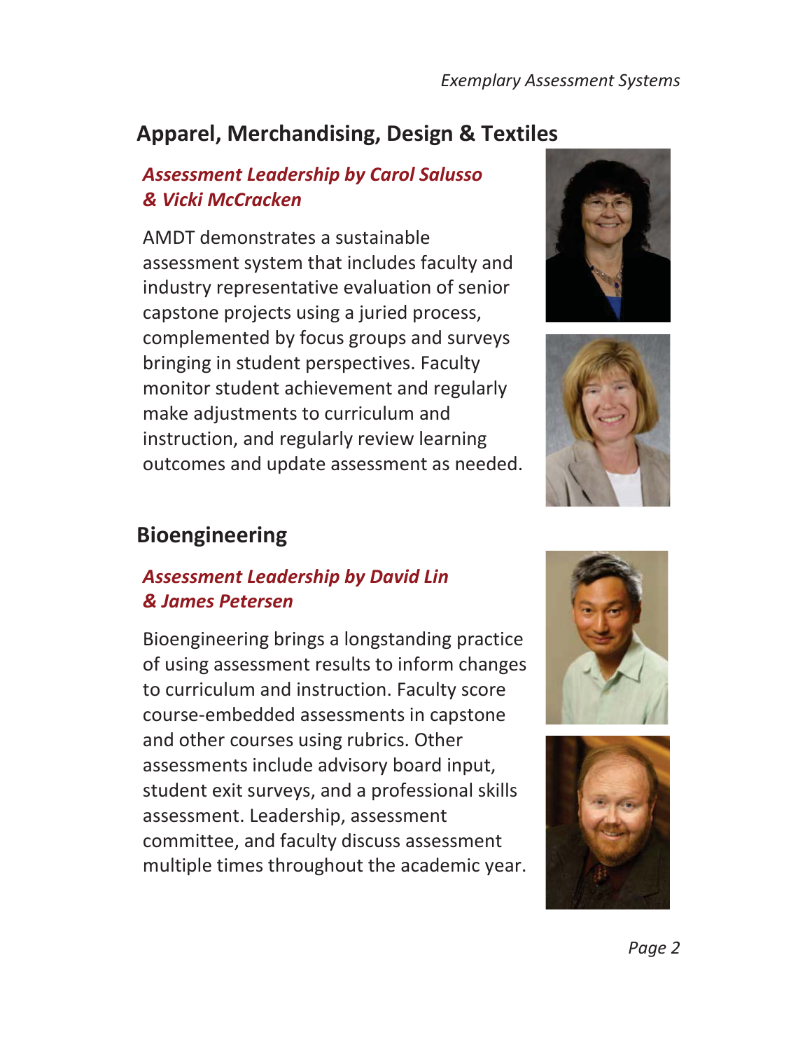## Apparel, Merchandising, Design & Textiles

### *Assessment Leadership by Carol Salusso & Vicki McCracken*

AMDT demonstrates a sustainable assessment system that includes faculty and industry representative evaluation of senior capstone projects using a juried process, complemented by focus groups and surveys bringing in student perspectives. Faculty monitor student achievement and regularly make adjustments to curriculum and instruction, and regularly review learning outcomes and update assessment as needed.

## Bioengineering

### *Assessment Leadership by David Lin & James Petersen*

Bioengineering brings a longstanding practice of using assessment results to inform changes to curriculum and instruction. Faculty score course-embedded assessments in capstone and other courses using rubrics. Other assessments include advisory board input, student exit surveys, and a professional skills assessment. Leadership, assessment committee, and faculty discuss assessment multiple times throughout the academic year.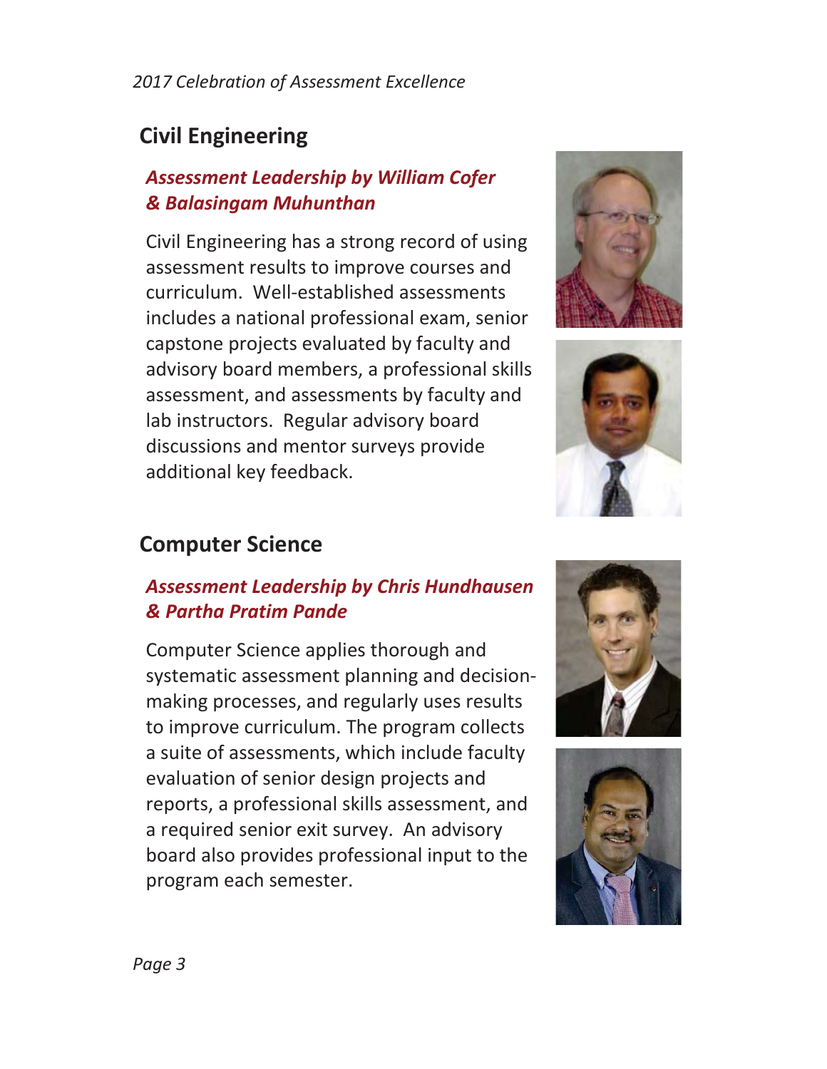## Civil Engineering

### *Assessment Leadership by William Cofer & Balasingam Muhunthan*

Civil Engineering has a strong record of using assessment results to improve courses and curriculum. Well-established assessments includes a national professional exam, senior capstone projects evaluated by faculty and advisory board members, a professional skills assessment, and assessments by faculty and lab instructors. Regular advisory board discussions and mentor surveys provide additional key feedback.

## Computer Science

### *Assessment Leadership by Chris Hundhausen & Partha Pratim Pande*

Computer Science applies thorough and systematic assessment planning and decision-making processes, and regularly uses results to improve curriculum. The program collects a suite of assessments, which include faculty evaluation of senior design projects and reports, a professional skills assessment, and a required senior exit survey. An advisory board also provides professional input to the program each semester.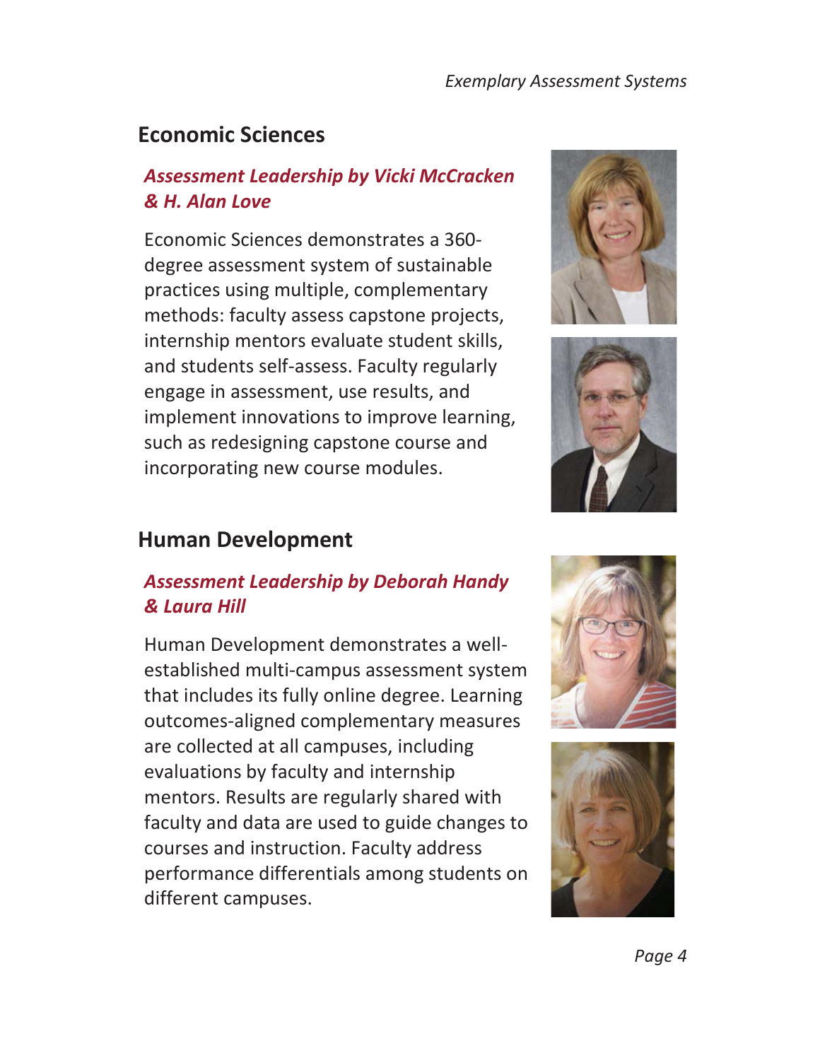## Economic Sciences

### *Assessment Leadership by Vicki McCracken & H. Alan Love*

Economic Sciences demonstrates a 360-degree assessment system of sustainable practices using multiple, complementary methods: faculty assess capstone projects, internship mentors evaluate student skills, and students self-assess. Faculty regularly engage in assessment, use results, and implement innovations to improve learning, such as redesigning capstone course and incorporating new course modules.

## Human Development

### *Assessment Leadership by Deborah Handy & Laura Hill*

Human Development demonstrates a well-established multi-campus assessment system that includes its fully online degree. Learning outcomes-aligned complementary measures are collected at all campuses, including evaluations by faculty and internship mentors. Results are regularly shared with faculty and data are used to guide changes to courses and instruction. Faculty address performance differentials among students on different campuses.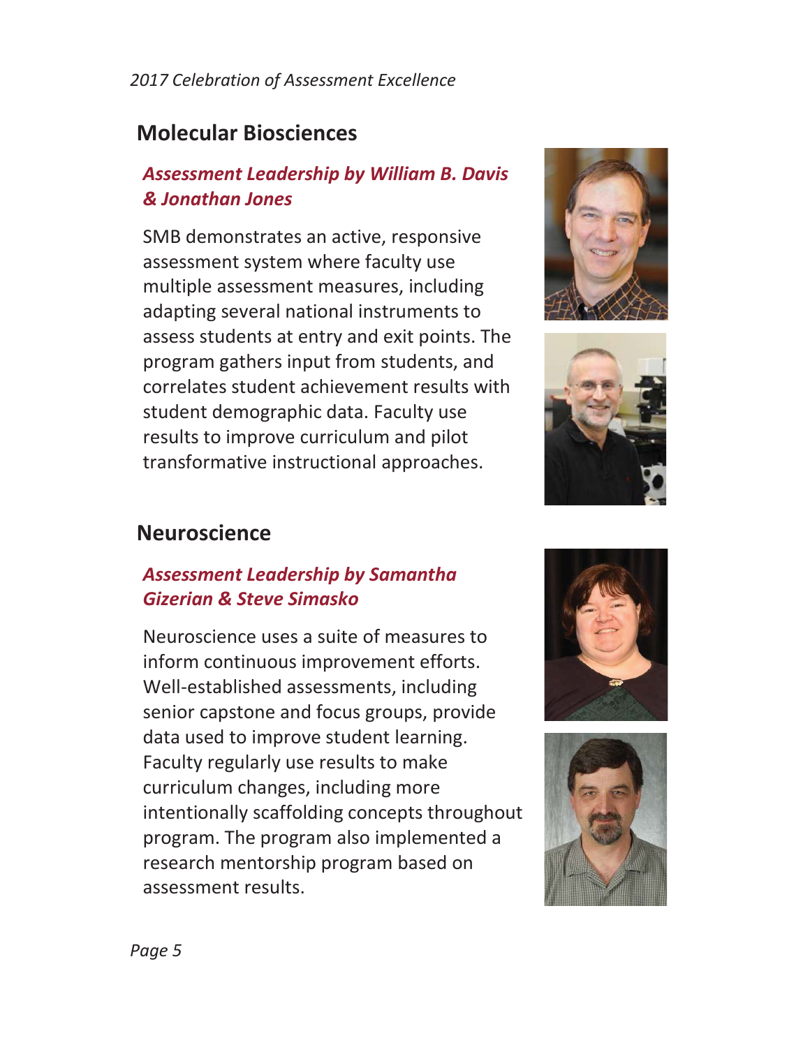## Molecular Biosciences

### *Assessment Leadership by William B. Davis & Jonathan Jones*

SMB demonstrates an active, responsive assessment system where faculty use multiple assessment measures, including adapting several national instruments to assess students at entry and exit points. The program gathers input from students, and correlates student achievement results with student demographic data. Faculty use results to improve curriculum and pilot transformative instructional approaches.

## Neuroscience

### *Assessment Leadership by Samantha Gizerian & Steve Simasko*

Neuroscience uses a suite of measures to inform continuous improvement efforts. Well-established assessments, including senior capstone and focus groups, provide data used to improve student learning. Faculty regularly use results to make curriculum changes, including more intentionally scaffolding concepts throughout program. The program also implemented a research mentorship program based on assessment results.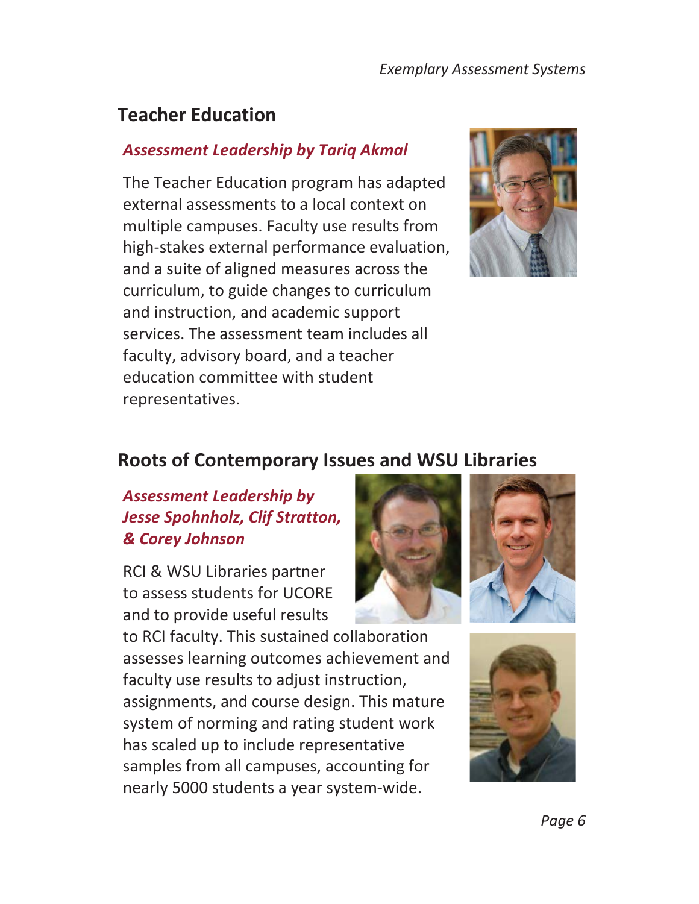## Teacher Education

### *Assessment Leadership by Tariq Akmal*

The Teacher Education program has adapted external assessments to a local context on multiple campuses. Faculty use results from high-stakes external performance evaluation, and a suite of aligned measures across the curriculum, to guide changes to curriculum and instruction, and academic support services. The assessment team includes all faculty, advisory board, and a teacher education committee with student representatives.

## Roots of Contemporary Issues and WSU Libraries

### *Assessment Leadership by Jesse Spohnholz, Clif Stratton, & Corey Johnson*

RCI & WSU Libraries partner to assess students for UCORE and to provide useful results to RCI faculty. This sustained collaboration assesses learning outcomes achievement and faculty use results to adjust instruction, assignments, and course design. This mature system of norming and rating student work has scaled up to include representative samples from all campuses, accounting for nearly 5000 students a year system-wide.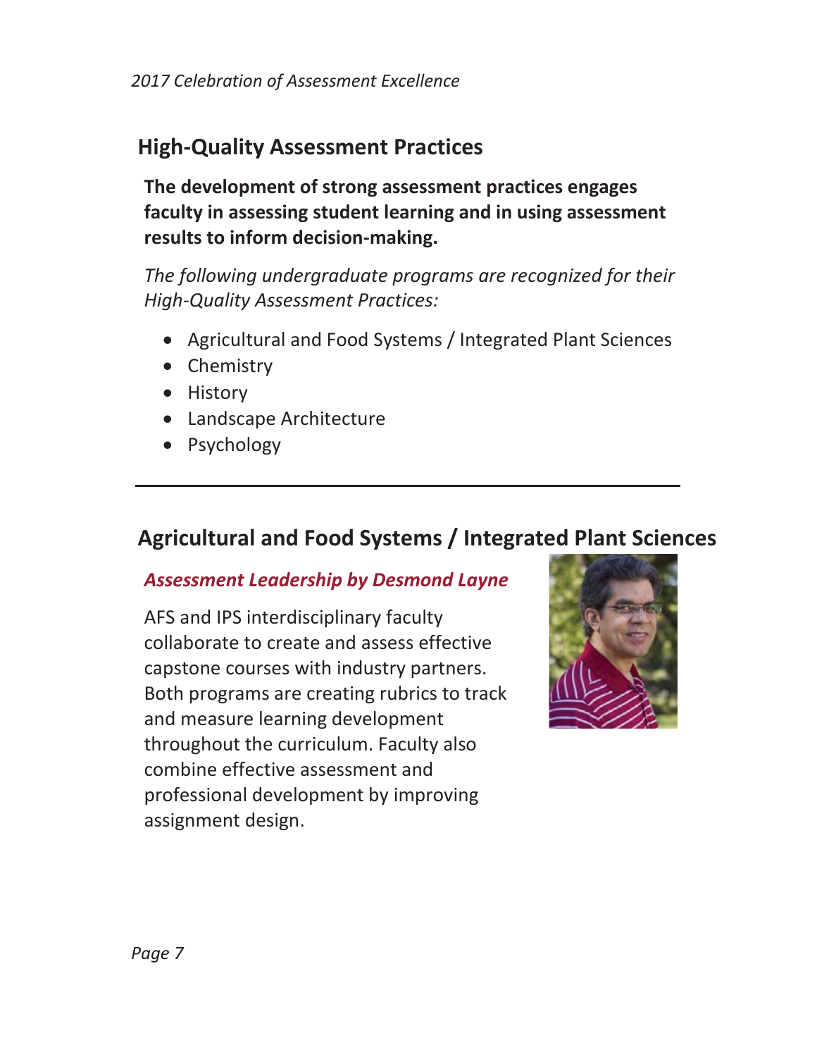## High-Quality Assessment Practices

**The development of strong assessment practices engages faculty in assessing student learning and in using assessment results to inform decision-making.**

*The following undergraduate programs are recognized for their High-Quality Assessment Practices:*

- Agricultural and Food Systems / Integrated Plant Sciences
- Chemistry
- History
- Landscape Architecture
- Psychology

---

## Agricultural and Food Systems / Integrated Plant Sciences

### *Assessment Leadership by Desmond Layne*

AFS and IPS interdisciplinary faculty collaborate to create and assess effective capstone courses with industry partners. Both programs are creating rubrics to track and measure learning development throughout the curriculum. Faculty also combine effective assessment and professional development by improving assignment design.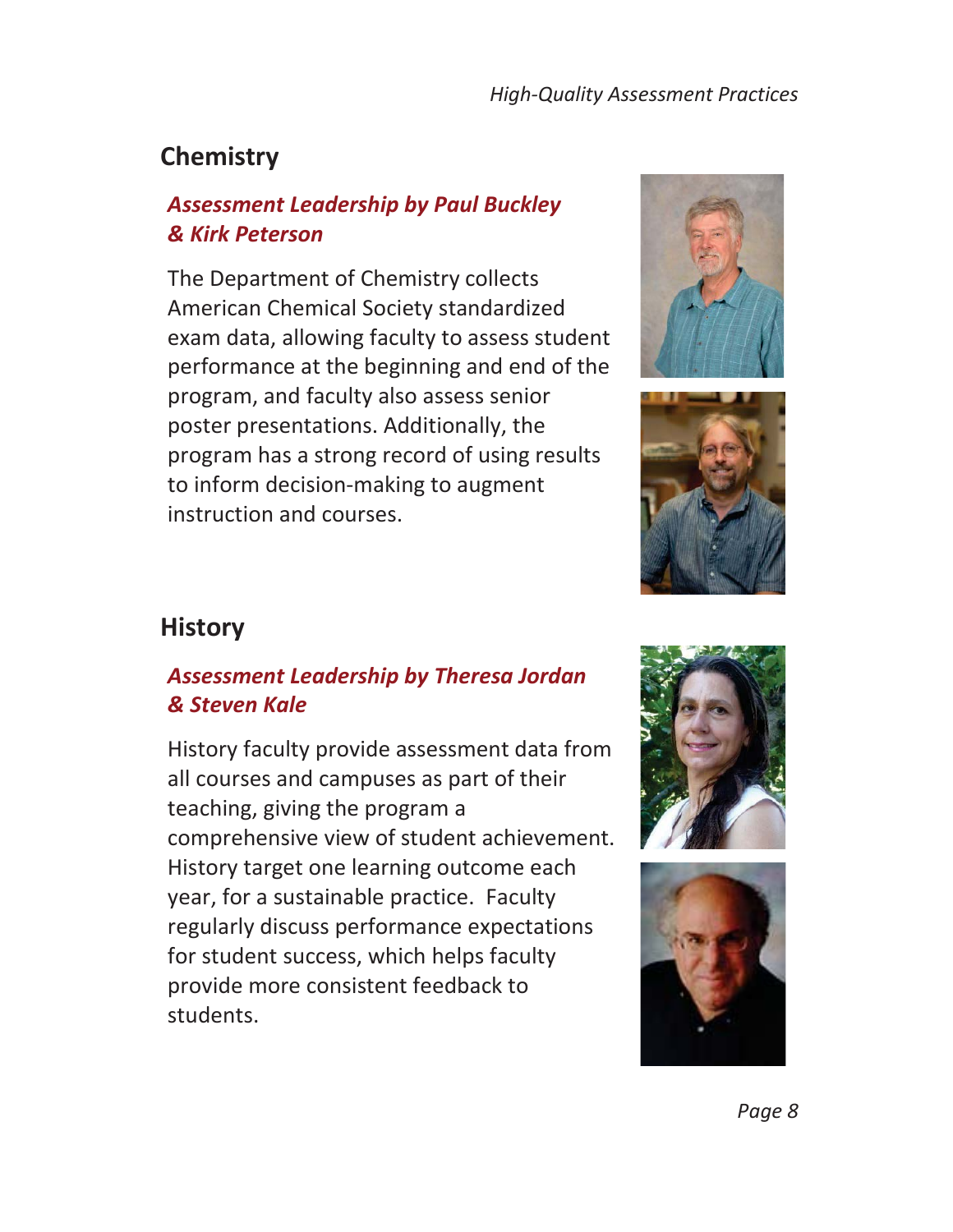## Chemistry

### *Assessment Leadership by Paul Buckley & Kirk Peterson*

The Department of Chemistry collects American Chemical Society standardized exam data, allowing faculty to assess student performance at the beginning and end of the program, and faculty also assess senior poster presentations. Additionally, the program has a strong record of using results to inform decision-making to augment instruction and courses.

## History

### *Assessment Leadership by Theresa Jordan & Steven Kale*

History faculty provide assessment data from all courses and campuses as part of their teaching, giving the program a comprehensive view of student achievement. History target one learning outcome each year, for a sustainable practice. Faculty regularly discuss performance expectations for student success, which helps faculty provide more consistent feedback to students.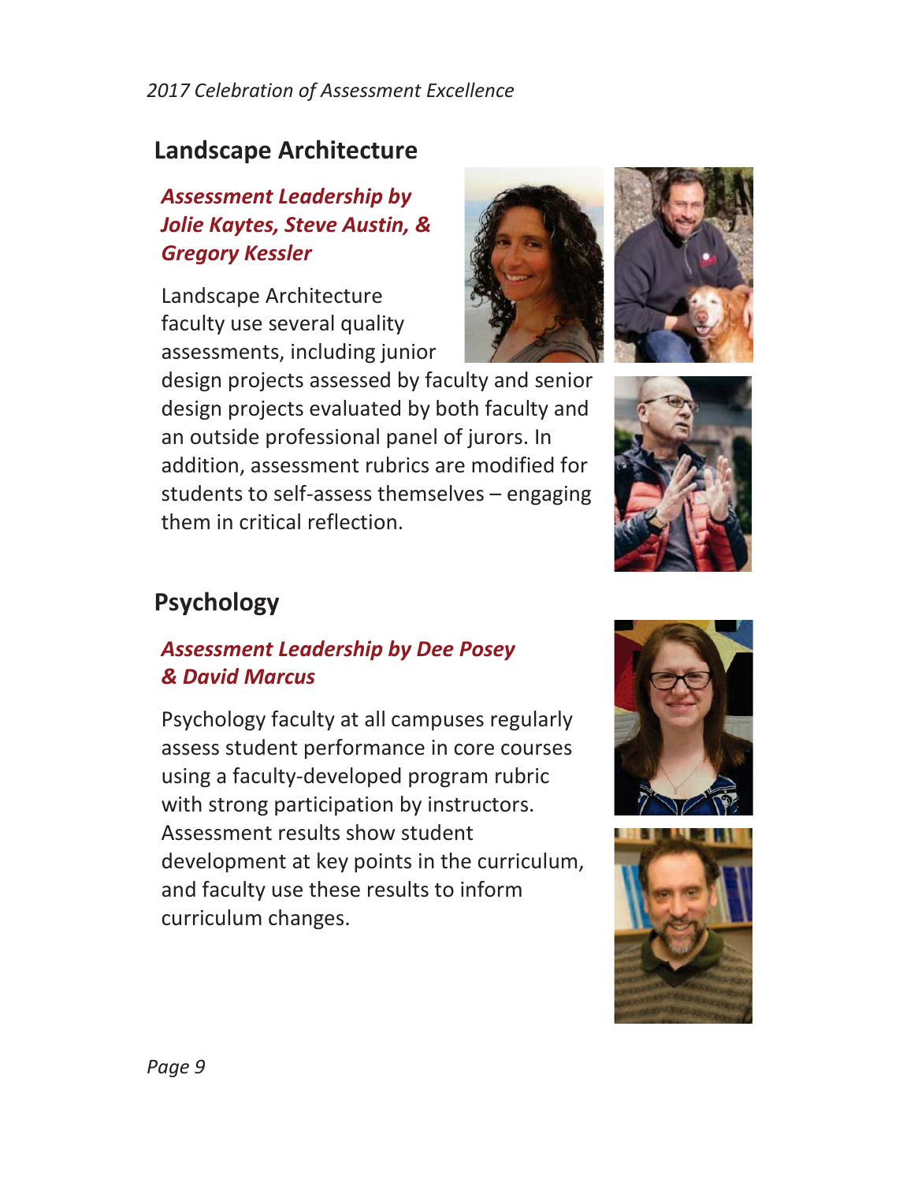## Landscape Architecture

### *Assessment Leadership by Jolie Kaytes, Steve Austin, & Gregory Kessler*

Landscape Architecture faculty use several quality assessments, including junior design projects assessed by faculty and senior design projects evaluated by both faculty and an outside professional panel of jurors. In addition, assessment rubrics are modified for students to self-assess themselves – engaging them in critical reflection.

## Psychology

### *Assessment Leadership by Dee Posey & David Marcus*

Psychology faculty at all campuses regularly assess student performance in core courses using a faculty-developed program rubric with strong participation by instructors. Assessment results show student development at key points in the curriculum, and faculty use these results to inform curriculum changes.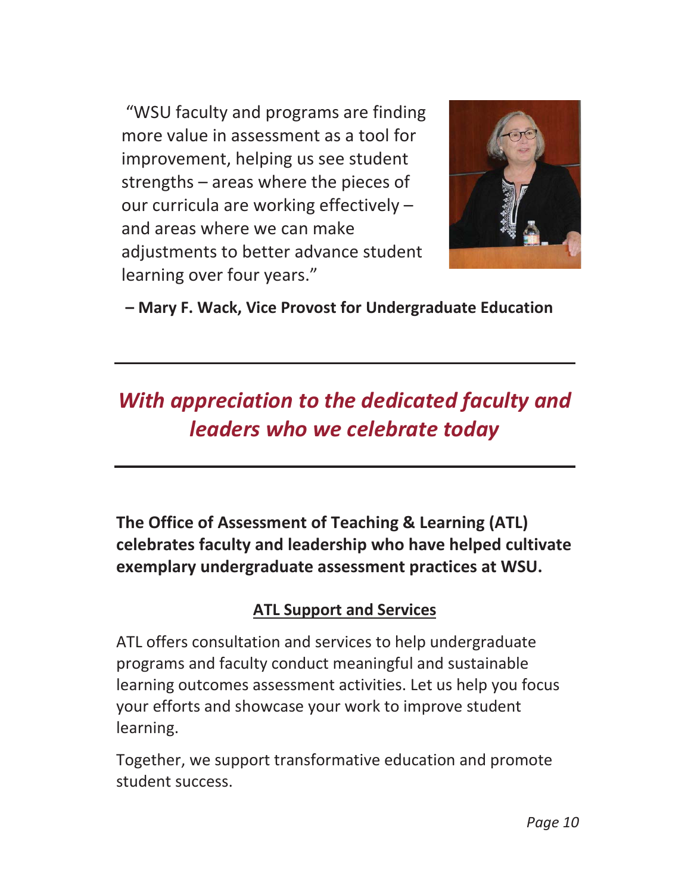"WSU faculty and programs are finding more value in assessment as a tool for improvement, helping us see student strengths – areas where the pieces of our curricula are working effectively – and areas where we can make adjustments to better advance student learning over four years."

**– Mary F. Wack, Vice Provost for Undergraduate Education**

---

## *With appreciation to the dedicated faculty and leaders who we celebrate today*

---

**The Office of Assessment of Teaching & Learning (ATL) celebrates faculty and leadership who have helped cultivate exemplary undergraduate assessment practices at WSU.**

### ATL Support and Services

ATL offers consultation and services to help undergraduate programs and faculty conduct meaningful and sustainable learning outcomes assessment activities. Let us help you focus your efforts and showcase your work to improve student learning.

Together, we support transformative education and promote student success.